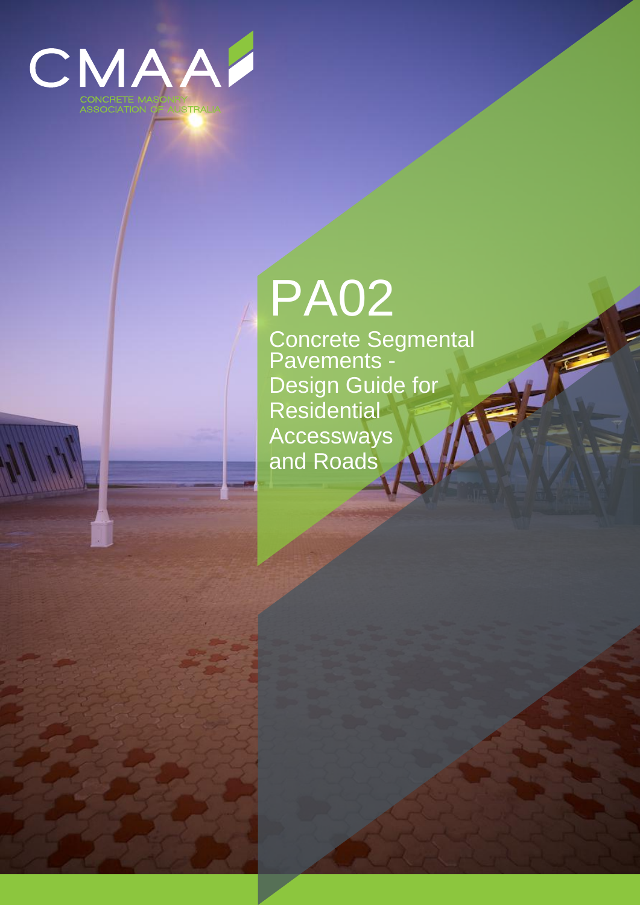CMAA

CONCRETE MASONRY ASSOCIATION OF AUSTRALIA

# PA02

## Concrete Segmental Pavements - Design Guide for Residential Accessways and Roads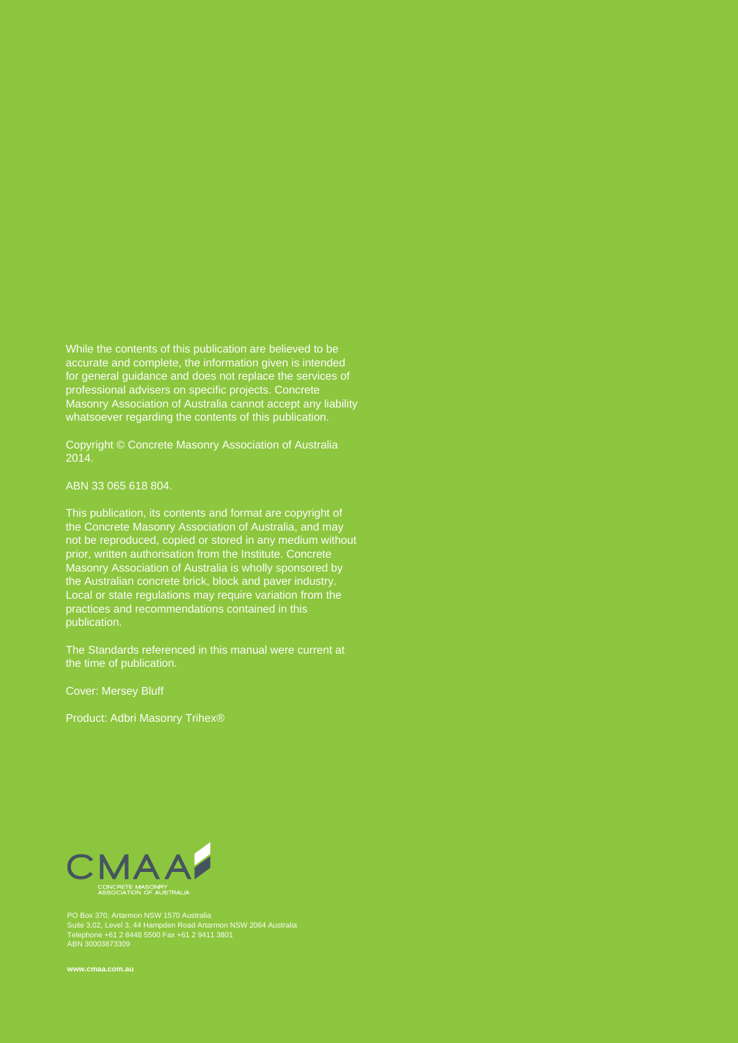While the contents of this publication are believed to be accurate and complete, the information given is intended for general guidance and does not replace the services of professional advisers on specific projects. Concrete Masonry Association of Australia cannot accept any liability whatsoever regarding the contents of this publication.

Copyright © Concrete Masonry Association of Australia 2014.

ABN 33 065 618 804.

This publication, its contents and format are copyright of the Concrete Masonry Association of Australia, and may not be reproduced, copied or stored in any medium without prior, written authorisation from the Institute. Concrete Masonry Association of Australia is wholly sponsored by the Australian concrete brick, block and paver industry. Local or state regulations may require variation from the practices and recommendations contained in this publication.

The Standards referenced in this manual were current at the time of publication.

Cover: Mersey Bluff

Product: Adbri Masonry Trihex®

CMAA
CONCRETE MASONRY ASSOCIATION OF AUSTRALIA

PO Box 370, Artarmon NSW 1570 Australia
Suite 3.02, Level 3, 44 Hampden Road Artarmon NSW 2064 Australia
Telephone +61 2 8448 5500 Fax +61 2 9411 3801
ABN 30003873309

**www.cmaa.com.au**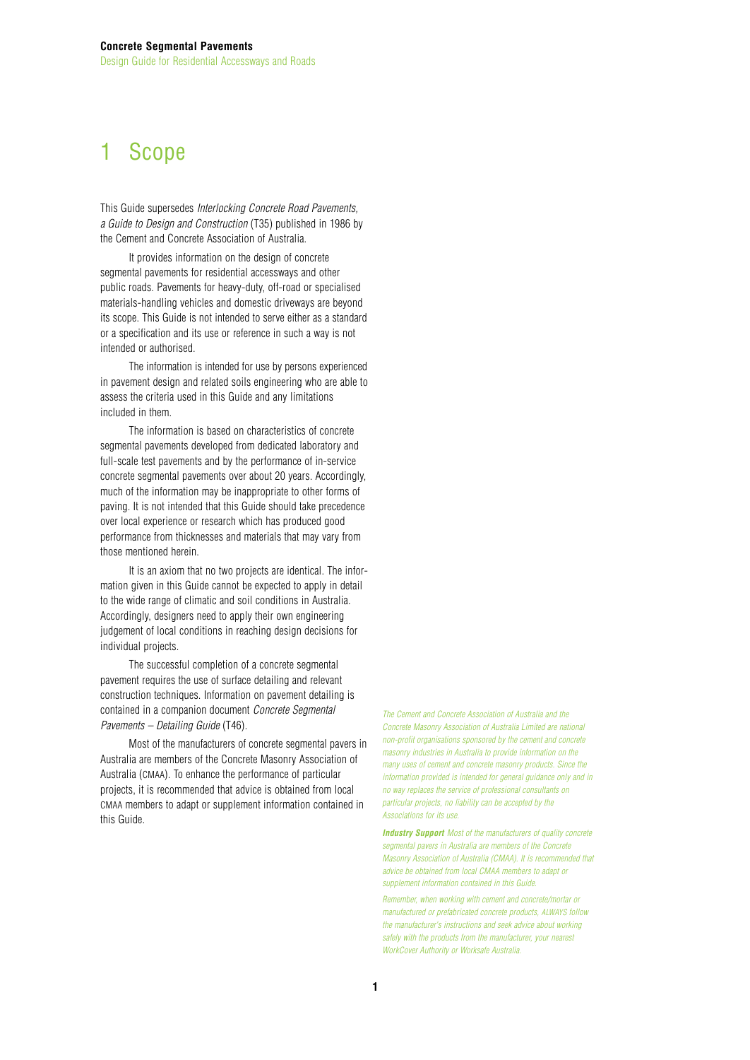# 1 Scope

This Guide supersedes *Interlocking Concrete Road Pavements, a Guide to Design and Construction* (T35) published in 1986 by the Cement and Concrete Association of Australia.

It provides information on the design of concrete segmental pavements for residential accessways and other public roads. Pavements for heavy-duty, off-road or specialised materials-handling vehicles and domestic driveways are beyond its scope. This Guide is not intended to serve either as a standard or a specification and its use or reference in such a way is not intended or authorised.

The information is intended for use by persons experienced in pavement design and related soils engineering who are able to assess the criteria used in this Guide and any limitations included in them.

The information is based on characteristics of concrete segmental pavements developed from dedicated laboratory and full-scale test pavements and by the performance of in-service concrete segmental pavements over about 20 years. Accordingly, much of the information may be inappropriate to other forms of paving. It is not intended that this Guide should take precedence over local experience or research which has produced good performance from thicknesses and materials that may vary from those mentioned herein.

It is an axiom that no two projects are identical. The information given in this Guide cannot be expected to apply in detail to the wide range of climatic and soil conditions in Australia. Accordingly, designers need to apply their own engineering judgement of local conditions in reaching design decisions for individual projects.

The successful completion of a concrete segmental pavement requires the use of surface detailing and relevant construction techniques. Information on pavement detailing is contained in a companion document *Concrete Segmental Pavements – Detailing Guide* (T46).

Most of the manufacturers of concrete segmental pavers in Australia are members of the Concrete Masonry Association of Australia (CMAA). To enhance the performance of particular projects, it is recommended that advice is obtained from local CMAA members to adapt or supplement information contained in this Guide.

*The Cement and Concrete Association of Australia and the Concrete Masonry Association of Australia Limited are national non-profit organisations sponsored by the cement and concrete masonry industries in Australia to provide information on the many uses of cement and concrete masonry products. Since the information provided is intended for general guidance only and in no way replaces the service of professional consultants on particular projects, no liability can be accepted by the Associations for its use.*

***Industry Support*** *Most of the manufacturers of quality concrete segmental pavers in Australia are members of the Concrete Masonry Association of Australia (CMAA). It is recommended that advice be obtained from local CMAA members to adapt or supplement information contained in this Guide.*

*Remember, when working with cement and concrete/mortar or manufactured or prefabricated concrete products, ALWAYS follow the manufacturer's instructions and seek advice about working safely with the products from the manufacturer, your nearest WorkCover Authority or Worksafe Australia.*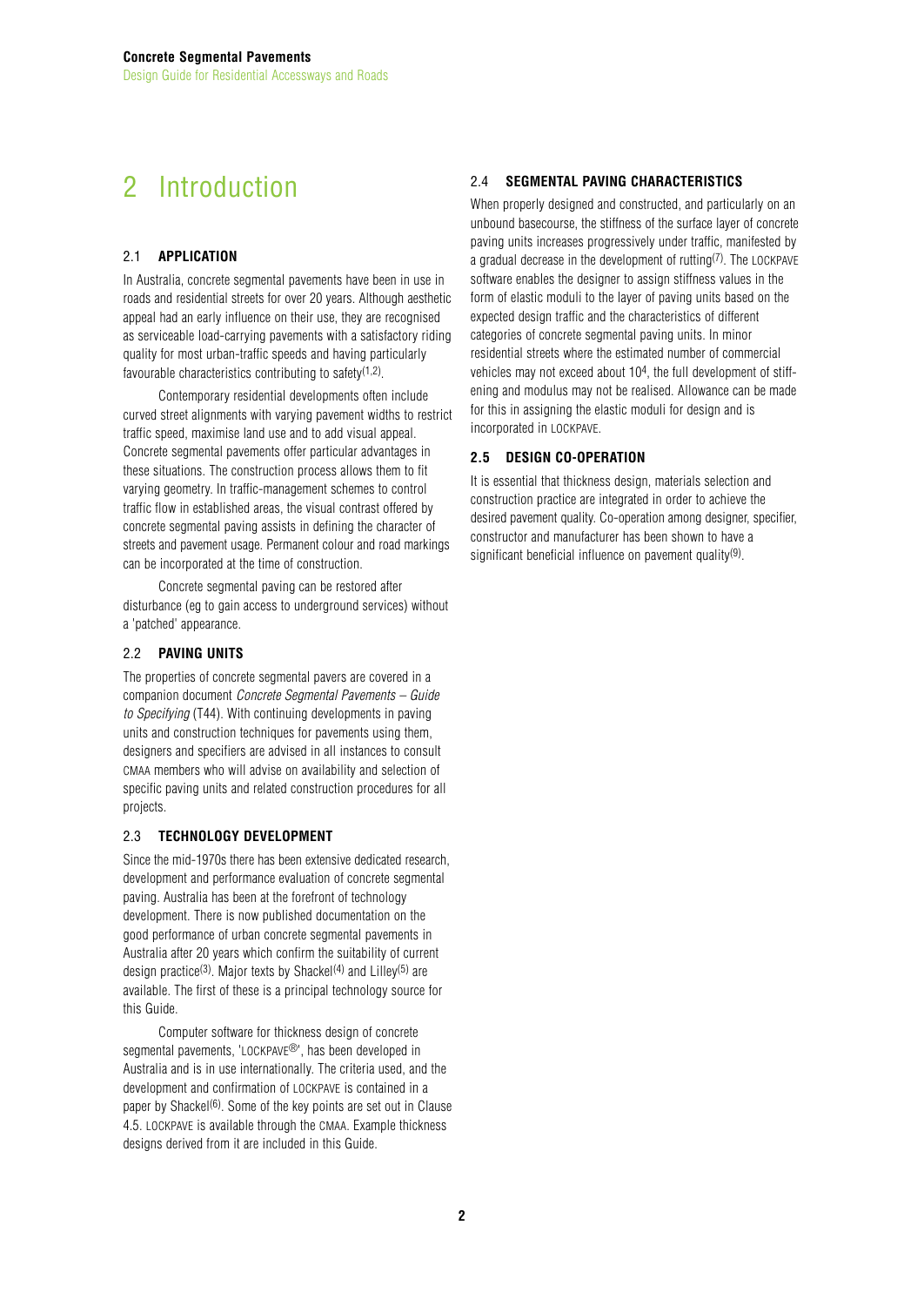# 2 Introduction

## 2.1 APPLICATION

In Australia, concrete segmental pavements have been in use in roads and residential streets for over 20 years. Although aesthetic appeal had an early influence on their use, they are recognised as serviceable load-carrying pavements with a satisfactory riding quality for most urban-traffic speeds and having particularly favourable characteristics contributing to safety[1,2].

Contemporary residential developments often include curved street alignments with varying pavement widths to restrict traffic speed, maximise land use and to add visual appeal. Concrete segmental pavements offer particular advantages in these situations. The construction process allows them to fit varying geometry. In traffic-management schemes to control traffic flow in established areas, the visual contrast offered by concrete segmental paving assists in defining the character of streets and pavement usage. Permanent colour and road markings can be incorporated at the time of construction.

Concrete segmental paving can be restored after disturbance (eg to gain access to underground services) without a 'patched' appearance.

## 2.2 PAVING UNITS

The properties of concrete segmental pavers are covered in a companion document *Concrete Segmental Pavements – Guide to Specifying* (T44). With continuing developments in paving units and construction techniques for pavements using them, designers and specifiers are advised in all instances to consult CMAA members who will advise on availability and selection of specific paving units and related construction procedures for all projects.

## 2.3 TECHNOLOGY DEVELOPMENT

Since the mid-1970s there has been extensive dedicated research, development and performance evaluation of concrete segmental paving. Australia has been at the forefront of technology development. There is now published documentation on the good performance of urban concrete segmental pavements in Australia after 20 years which confirm the suitability of current design practice[3]. Major texts by Shackel[4] and Lilley[5] are available. The first of these is a principal technology source for this Guide.

Computer software for thickness design of concrete segmental pavements, 'LOCKPAVE®', has been developed in Australia and is in use internationally. The criteria used, and the development and confirmation of LOCKPAVE is contained in a paper by Shackel[6]. Some of the key points are set out in Clause 4.5. LOCKPAVE is available through the CMAA. Example thickness designs derived from it are included in this Guide.

## 2.4 SEGMENTAL PAVING CHARACTERISTICS

When properly designed and constructed, and particularly on an unbound basecourse, the stiffness of the surface layer of concrete paving units increases progressively under traffic, manifested by a gradual decrease in the development of rutting[7]. The LOCKPAVE software enables the designer to assign stiffness values in the form of elastic moduli to the layer of paving units based on the expected design traffic and the characteristics of different categories of concrete segmental paving units. In minor residential streets where the estimated number of commercial vehicles may not exceed about $10^4$, the full development of stiffening and modulus may not be realised. Allowance can be made for this in assigning the elastic moduli for design and is incorporated in LOCKPAVE.

## 2.5 DESIGN CO-OPERATION

It is essential that thickness design, materials selection and construction practice are integrated in order to achieve the desired pavement quality. Co-operation among designer, specifier, constructor and manufacturer has been shown to have a significant beneficial influence on pavement quality[9].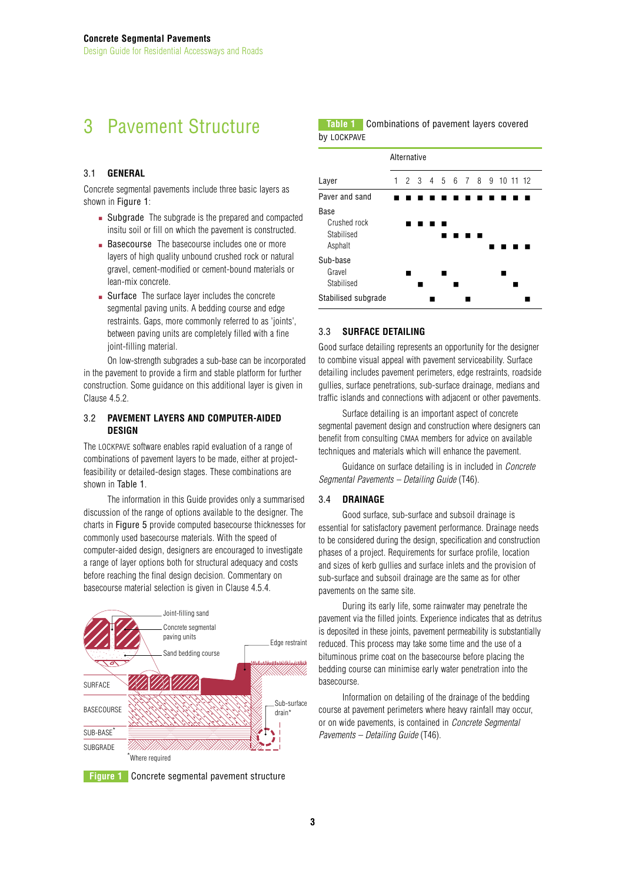# 3 Pavement Structure

## 3.1 GENERAL

Concrete segmental pavements include three basic layers as shown in Figure 1:

- Subgrade The subgrade is the prepared and compacted insitu soil or fill on which the pavement is constructed.
- Basecourse The basecourse includes one or more layers of high quality unbound crushed rock or natural gravel, cement-modified or cement-bound materials or lean-mix concrete.
- Surface The surface layer includes the concrete segmental paving units. A bedding course and edge restraints. Gaps, more commonly referred to as 'joints', between paving units are completely filled with a fine joint-filling material.

On low-strength subgrades a sub-base can be incorporated in the pavement to provide a firm and stable platform for further construction. Some guidance on this additional layer is given in Clause 4.5.2.

## 3.2 PAVEMENT LAYERS AND COMPUTER-AIDED DESIGN

The LOCKPAVE software enables rapid evaluation of a range of combinations of pavement layers to be made, either at project-feasibility or detailed-design stages. These combinations are shown in Table 1.

The information in this Guide provides only a summarised discussion of the range of options available to the designer. The charts in Figure 5 provide computed basecourse thicknesses for commonly used basecourse materials. With the speed of computer-aided design, designers are encouraged to investigate a range of layer options both for structural adequacy and costs before reaching the final design decision. Commentary on basecourse material selection is given in Clause 4.5.4.

Figure 1 Concrete segmental pavement structure

**Table 1** Combinations of pavement layers covered by LOCKPAVE

| | Alternative | | | | | | | | | | | |
|---|---|---|---|---|---|---|---|---|---|---|---|---|
| Layer | 1 | 2 | 3 | 4 | 5 | 6 | 7 | 8 | 9 | 10 | 11 | 12 |
| Paver and sand | ■ | ■ | ■ | ■ | ■ | ■ | ■ | ■ | ■ | ■ | ■ | ■ |
| Base | | | | | | | | | | | | |
| Crushed rock | | ■ | ■ | ■ | ■ | | | | | | | |
| Stabilised | | | | | ■ | ■ | ■ | ■ | | | | |
| Asphalt | | | | | | | | | ■ | ■ | ■ | ■ |
| Sub-base | | | | | | | | | | | | |
| Gravel | | ■ | | | ■ | | | | | ■ | | |
| Stabilised | | | ■ | | | ■ | | | | | ■ | |
| Stabilised subgrade | | | | ■ | | | ■ | | | | | ■ |

## 3.3 SURFACE DETAILING

Good surface detailing represents an opportunity for the designer to combine visual appeal with pavement serviceability. Surface detailing includes pavement perimeters, edge restraints, roadside gullies, surface penetrations, sub-surface drainage, medians and traffic islands and connections with adjacent or other pavements.

Surface detailing is an important aspect of concrete segmental pavement design and construction where designers can benefit from consulting CMAA members for advice on available techniques and materials which will enhance the pavement.

Guidance on surface detailing is in included in *Concrete Segmental Pavements – Detailing Guide* (T46).

## 3.4 DRAINAGE

Good surface, sub-surface and subsoil drainage is essential for satisfactory pavement performance. Drainage needs to be considered during the design, specification and construction phases of a project. Requirements for surface profile, location and sizes of kerb gullies and surface inlets and the provision of sub-surface and subsoil drainage are the same as for other pavements on the same site.

During its early life, some rainwater may penetrate the pavement via the filled joints. Experience indicates that as detritus is deposited in these joints, pavement permeability is substantially reduced. This process may take some time and the use of a bituminous prime coat on the basecourse before placing the bedding course can minimise early water penetration into the basecourse.

Information on detailing of the drainage of the bedding course at pavement perimeters where heavy rainfall may occur, or on wide pavements, is contained in *Concrete Segmental Pavements – Detailing Guide* (T46).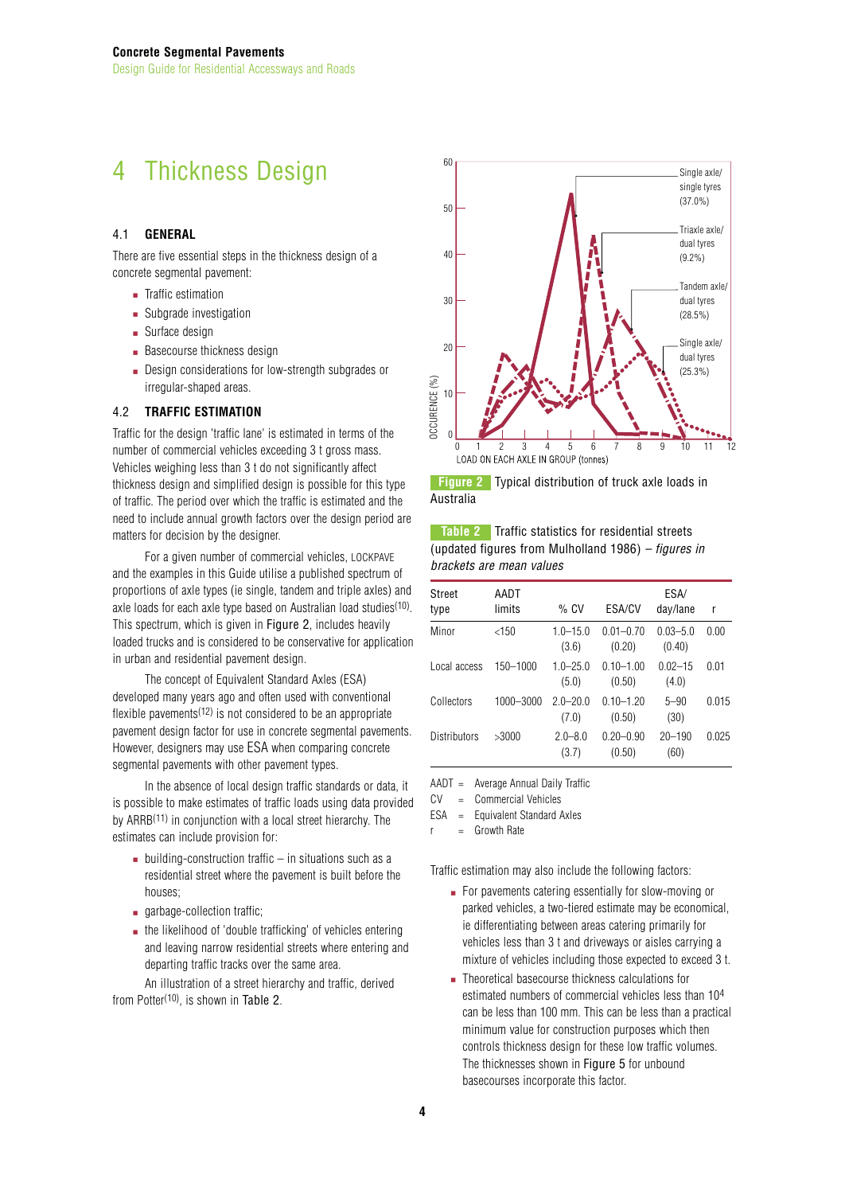# 4 Thickness Design

## 4.1 GENERAL

There are five essential steps in the thickness design of a concrete segmental pavement:

- Traffic estimation
- Subgrade investigation
- Surface design
- Basecourse thickness design
- Design considerations for low-strength subgrades or irregular-shaped areas.

## 4.2 TRAFFIC ESTIMATION

Traffic for the design 'traffic lane' is estimated in terms of the number of commercial vehicles exceeding 3 t gross mass. Vehicles weighing less than 3 t do not significantly affect thickness design and simplified design is possible for this type of traffic. The period over which the traffic is estimated and the need to include annual growth factors over the design period are matters for decision by the designer.

For a given number of commercial vehicles, LOCKPAVE and the examples in this Guide utilise a published spectrum of proportions of axle types (ie single, tandem and triple axles) and axle loads for each axle type based on Australian load studies[10]. This spectrum, which is given in Figure 2, includes heavily loaded trucks and is considered to be conservative for application in urban and residential pavement design.

The concept of Equivalent Standard Axles (ESA) developed many years ago and often used with conventional flexible pavements[12] is not considered to be an appropriate pavement design factor for use in concrete segmental pavements. However, designers may use ESA when comparing concrete segmental pavements with other pavement types.

In the absence of local design traffic standards or data, it is possible to make estimates of traffic loads using data provided by ARRB[11] in conjunction with a local street hierarchy. The estimates can include provision for:

- building-construction traffic – in situations such as a residential street where the pavement is built before the houses;
- garbage-collection traffic;
- the likelihood of 'double trafficking' of vehicles entering and leaving narrow residential streets where entering and departing traffic tracks over the same area.

An illustration of a street hierarchy and traffic, derived from Potter[10], is shown in Table 2.

**Figure 2** Typical distribution of truck axle loads in Australia

**Table 2** Traffic statistics for residential streets (updated figures from Mulholland 1986) – *figures in brackets are mean values*

| Street type | AADT limits | % CV | ESA/CV | ESA/ day/lane | r |
|---|---|---|---|---|---|
| Minor | <150 | 1.0–15.0 (3.6) | 0.01–0.70 (0.20) | 0.03–5.0 (0.40) | 0.00 |
| Local access | 150–1000 | 1.0–25.0 (5.0) | 0.10–1.00 (0.50) | 0.02–15 (4.0) | 0.01 |
| Collectors | 1000–3000 | 2.0–20.0 (7.0) | 0.10–1.20 (0.50) | 5–90 (30) | 0.015 |
| Distributors | >3000 | 2.0–8.0 (3.7) | 0.20–0.90 (0.50) | 20–190 (60) | 0.025 |

AADT = Average Annual Daily Traffic
CV = Commercial Vehicles
ESA = Equivalent Standard Axles
r = Growth Rate

Traffic estimation may also include the following factors:

- For pavements catering essentially for slow-moving or parked vehicles, a two-tiered estimate may be economical, ie differentiating between areas catering primarily for vehicles less than 3 t and driveways or aisles carrying a mixture of vehicles including those expected to exceed 3 t.
- Theoretical basecourse thickness calculations for estimated numbers of commercial vehicles less than $10^4$ can be less than 100 mm. This can be less than a practical minimum value for construction purposes which then controls thickness design for these low traffic volumes. The thicknesses shown in Figure 5 for unbound basecourses incorporate this factor.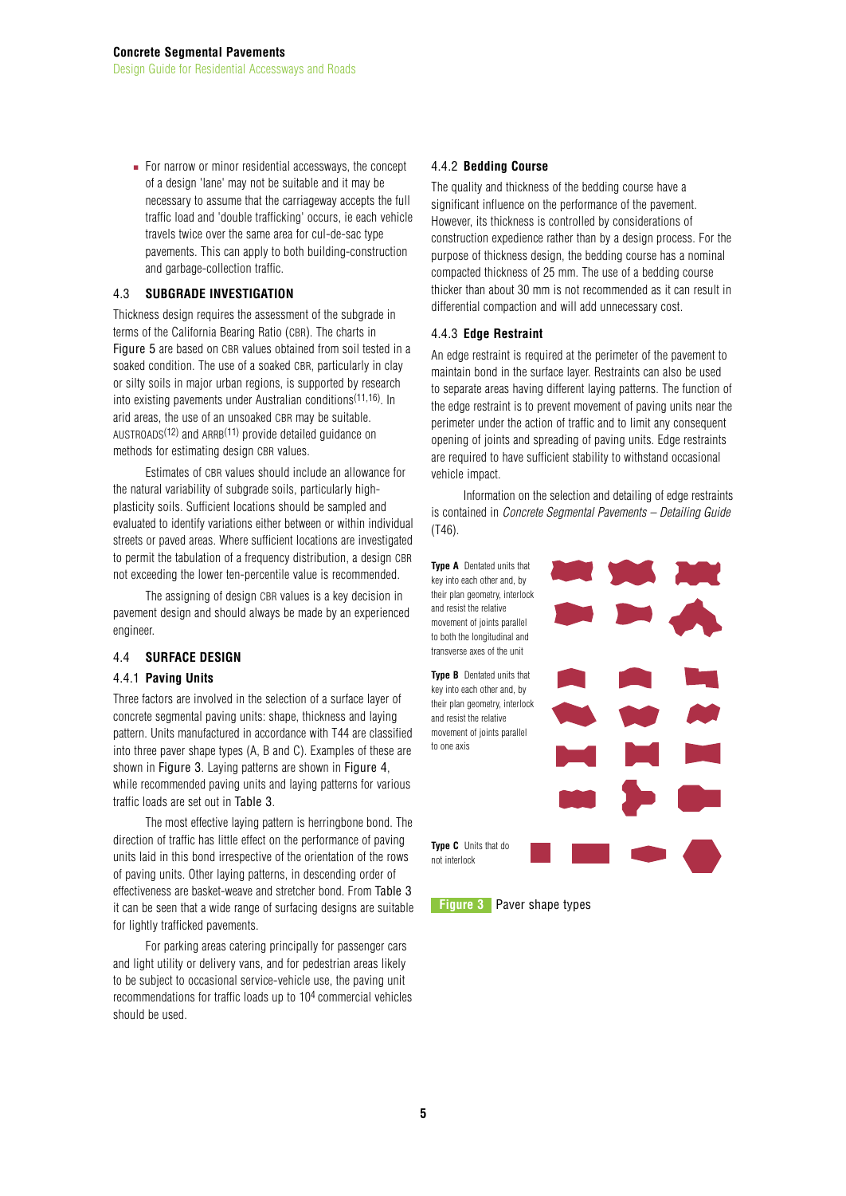- For narrow or minor residential accessways, the concept of a design 'lane' may not be suitable and it may be necessary to assume that the carriageway accepts the full traffic load and 'double trafficking' occurs, ie each vehicle travels twice over the same area for cul-de-sac type pavements. This can apply to both building-construction and garbage-collection traffic.

## 4.3 SUBGRADE INVESTIGATION

Thickness design requires the assessment of the subgrade in terms of the California Bearing Ratio (CBR). The charts in Figure 5 are based on CBR values obtained from soil tested in a soaked condition. The use of a soaked CBR, particularly in clay or silty soils in major urban regions, is supported by research into existing pavements under Australian conditions[11,16]. In arid areas, the use of an unsoaked CBR may be suitable. AUSTROADS[12] and ARRB[11] provide detailed guidance on methods for estimating design CBR values.

Estimates of CBR values should include an allowance for the natural variability of subgrade soils, particularly high-plasticity soils. Sufficient locations should be sampled and evaluated to identify variations either between or within individual streets or paved areas. Where sufficient locations are investigated to permit the tabulation of a frequency distribution, a design CBR not exceeding the lower ten-percentile value is recommended.

The assigning of design CBR values is a key decision in pavement design and should always be made by an experienced engineer.

## 4.4 SURFACE DESIGN

### 4.4.1 Paving Units

Three factors are involved in the selection of a surface layer of concrete segmental paving units: shape, thickness and laying pattern. Units manufactured in accordance with T44 are classified into three paver shape types (A, B and C). Examples of these are shown in Figure 3. Laying patterns are shown in Figure 4, while recommended paving units and laying patterns for various traffic loads are set out in Table 3.

The most effective laying pattern is herringbone bond. The direction of traffic has little effect on the performance of paving units laid in this bond irrespective of the orientation of the rows of paving units. Other laying patterns, in descending order of effectiveness are basket-weave and stretcher bond. From Table 3 it can be seen that a wide range of surfacing designs are suitable for lightly trafficked pavements.

For parking areas catering principally for passenger cars and light utility or delivery vans, and for pedestrian areas likely to be subject to occasional service-vehicle use, the paving unit recommendations for traffic loads up to $10^4$ commercial vehicles should be used.

### 4.4.2 Bedding Course

The quality and thickness of the bedding course have a significant influence on the performance of the pavement. However, its thickness is controlled by considerations of construction expedience rather than by a design process. For the purpose of thickness design, the bedding course has a nominal compacted thickness of 25 mm. The use of a bedding course thicker than about 30 mm is not recommended as it can result in differential compaction and will add unnecessary cost.

### 4.4.3 Edge Restraint

An edge restraint is required at the perimeter of the pavement to maintain bond in the surface layer. Restraints can also be used to separate areas having different laying patterns. The function of the edge restraint is to prevent movement of paving units near the perimeter under the action of traffic and to limit any consequent opening of joints and spreading of paving units. Edge restraints are required to have sufficient stability to withstand occasional vehicle impact.

Information on the selection and detailing of edge restraints is contained in *Concrete Segmental Pavements – Detailing Guide* (T46).

**Type A** Dentated units that key into each other and, by their plan geometry, interlock and resist the relative movement of joints parallel to both the longitudinal and transverse axes of the unit

**Type B** Dentated units that key into each other and, by their plan geometry, interlock and resist the relative movement of joints parallel to one axis

**Type C** Units that do not interlock

**Figure 3** Paver shape types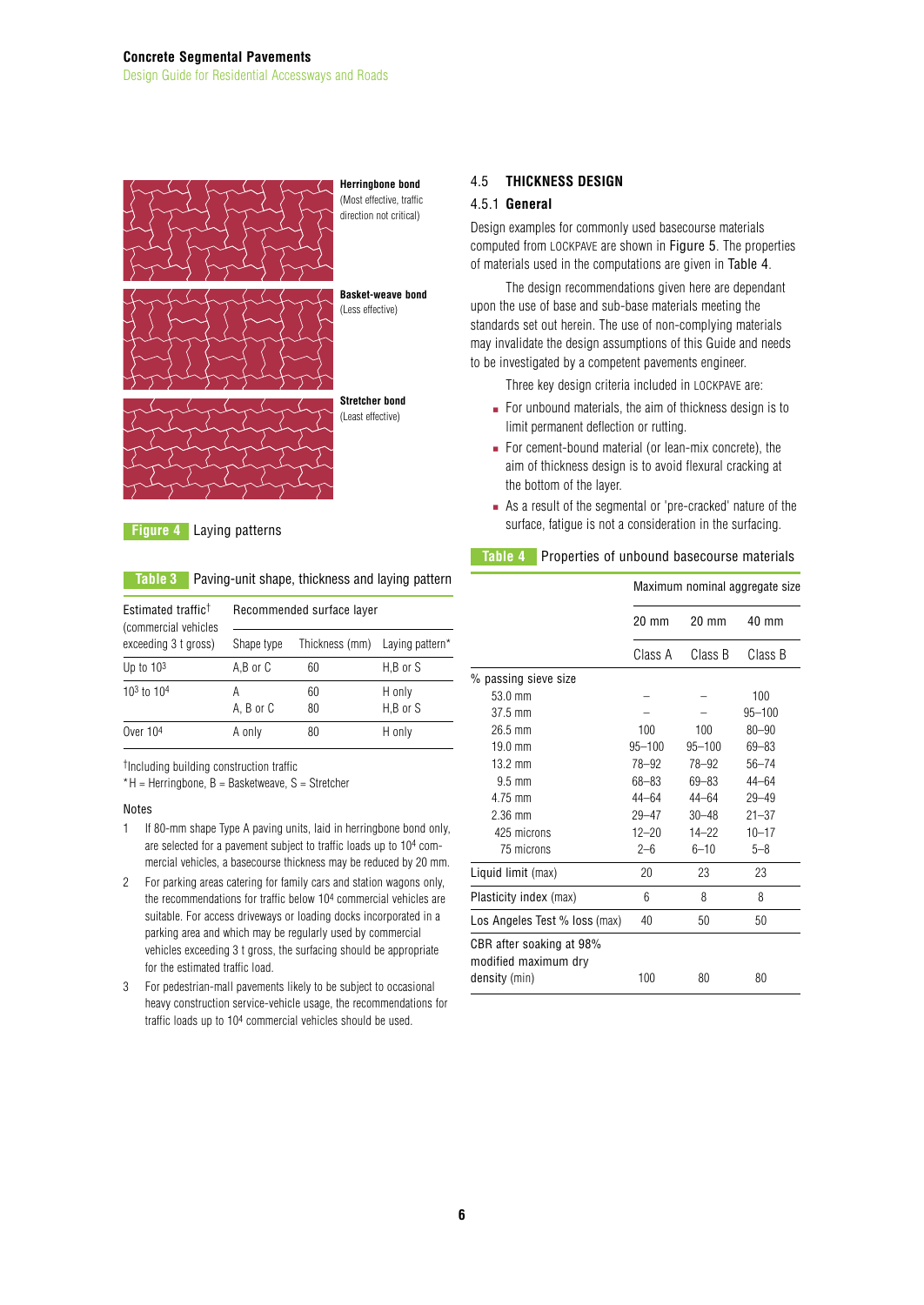**Herringbone bond** (Most effective, traffic direction not critical)

**Basket-weave bond** (Less effective)

**Stretcher bond** (Least effective)

**Figure 4** Laying patterns

**Table 3** Paving-unit shape, thickness and laying pattern

| Estimated traffic† (commercial vehicles exceeding 3 t gross) | Recommended surface layer | | |
|---|---|---|---|
| | Shape type | Thickness (mm) | Laying pattern* |
| Up to $10^3$ | A,B or C | 60 | H,B or S |
| $10^3$ to $10^4$ | A | 60 | H only |
| | A, B or C | 80 | H,B or S |
| Over $10^4$ | A only | 80 | H only |

†Including building construction traffic

*H = Herringbone, B = Basketweave, S = Stretcher

Notes

1. If 80-mm shape Type A paving units, laid in herringbone bond only, are selected for a pavement subject to traffic loads up to $10^4$ commercial vehicles, a basecourse thickness may be reduced by 20 mm.
2. For parking areas catering for family cars and station wagons only, the recommendations for traffic below $10^4$ commercial vehicles are suitable. For access driveways or loading docks incorporated in a parking area and which may be regularly used by commercial vehicles exceeding 3 t gross, the surfacing should be appropriate for the estimated traffic load.
3. For pedestrian-mall pavements likely to be subject to occasional heavy construction service-vehicle usage, the recommendations for traffic loads up to $10^4$ commercial vehicles should be used.

## 4.5 THICKNESS DESIGN

### 4.5.1 General

Design examples for commonly used basecourse materials computed from LOCKPAVE are shown in Figure 5. The properties of materials used in the computations are given in Table 4.

The design recommendations given here are dependant upon the use of base and sub-base materials meeting the standards set out herein. The use of non-complying materials may invalidate the design assumptions of this Guide and needs to be investigated by a competent pavements engineer.

Three key design criteria included in LOCKPAVE are:

- For unbound materials, the aim of thickness design is to limit permanent deflection or rutting.
- For cement-bound material (or lean-mix concrete), the aim of thickness design is to avoid flexural cracking at the bottom of the layer.
- As a result of the segmental or 'pre-cracked' nature of the surface, fatigue is not a consideration in the surfacing.

**Table 4** Properties of unbound basecourse materials

| | Maximum nominal aggregate size | | |
|---|---|---|---|
| | 20 mm | 20 mm | 40 mm |
| | Class A | Class B | Class B |
| % passing sieve size | | | |
| 53.0 mm | – | – | 100 |
| 37.5 mm | – | – | 95–100 |
| 26.5 mm | 100 | 100 | 80–90 |
| 19.0 mm | 95–100 | 95–100 | 69–83 |
| 13.2 mm | 78–92 | 78–92 | 56–74 |
| 9.5 mm | 68–83 | 69–83 | 44–64 |
| 4.75 mm | 44–64 | 44–64 | 29–49 |
| 2.36 mm | 29–47 | 30–48 | 21–37 |
| 425 microns | 12–20 | 14–22 | 10–17 |
| 75 microns | 2–6 | 6–10 | 5–8 |
| Liquid limit (max) | 20 | 23 | 23 |
| Plasticity index (max) | 6 | 8 | 8 |
| Los Angeles Test % loss (max) | 40 | 50 | 50 |
| CBR after soaking at 98% modified maximum dry density (min) | 100 | 80 | 80 |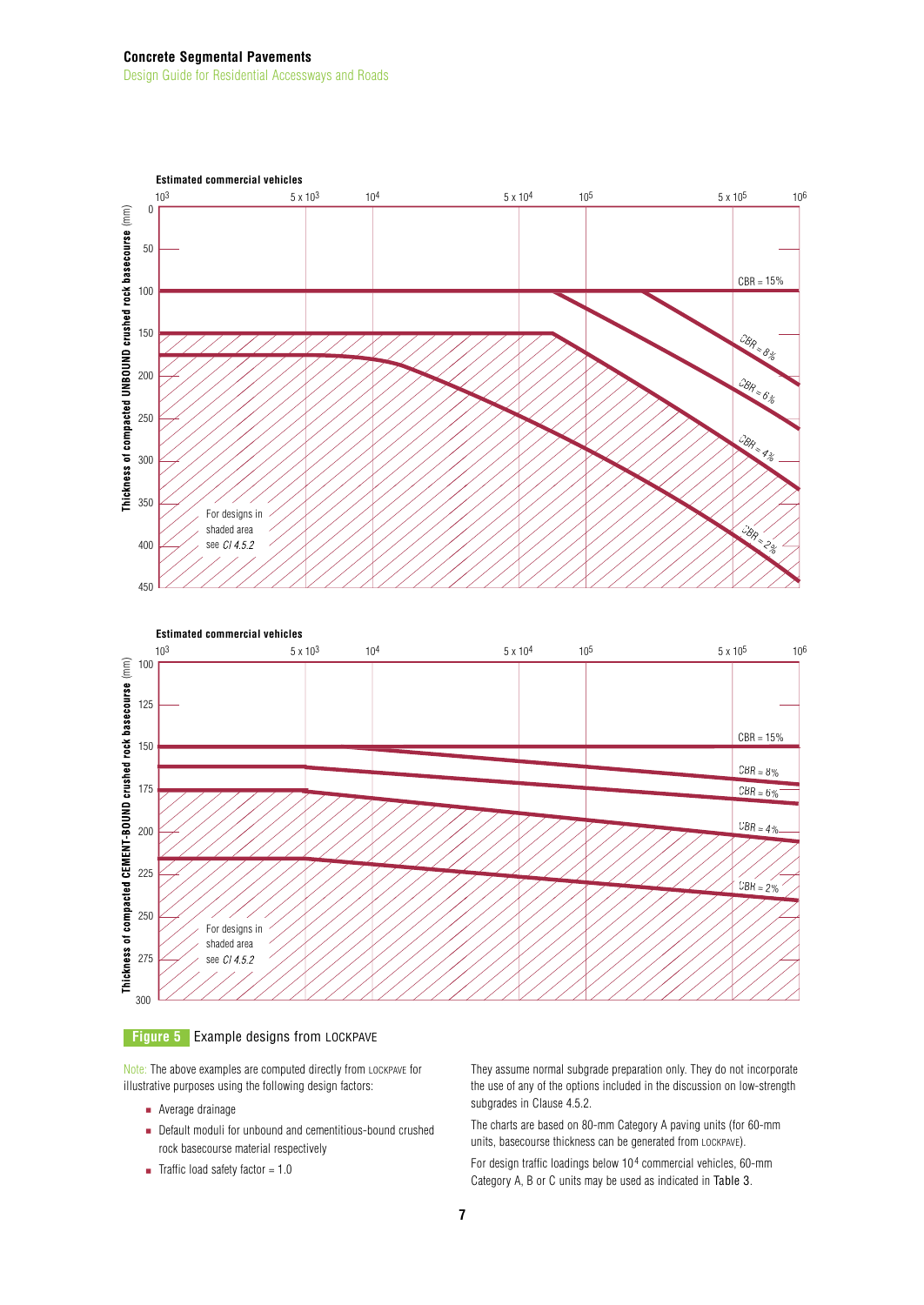**Figure 5** Example designs from LOCKPAVE

Note: The above examples are computed directly from LOCKPAVE for illustrative purposes using the following design factors:

- Average drainage
- Default moduli for unbound and cementitious-bound crushed rock basecourse material respectively
- Traffic load safety factor = 1.0

They assume normal subgrade preparation only. They do not incorporate the use of any of the options included in the discussion on low-strength subgrades in Clause 4.5.2.

The charts are based on 80-mm Category A paving units (for 60-mm units, basecourse thickness can be generated from LOCKPAVE).

For design traffic loadings below $10^4$ commercial vehicles, 60-mm Category A, B or C units may be used as indicated in Table 3.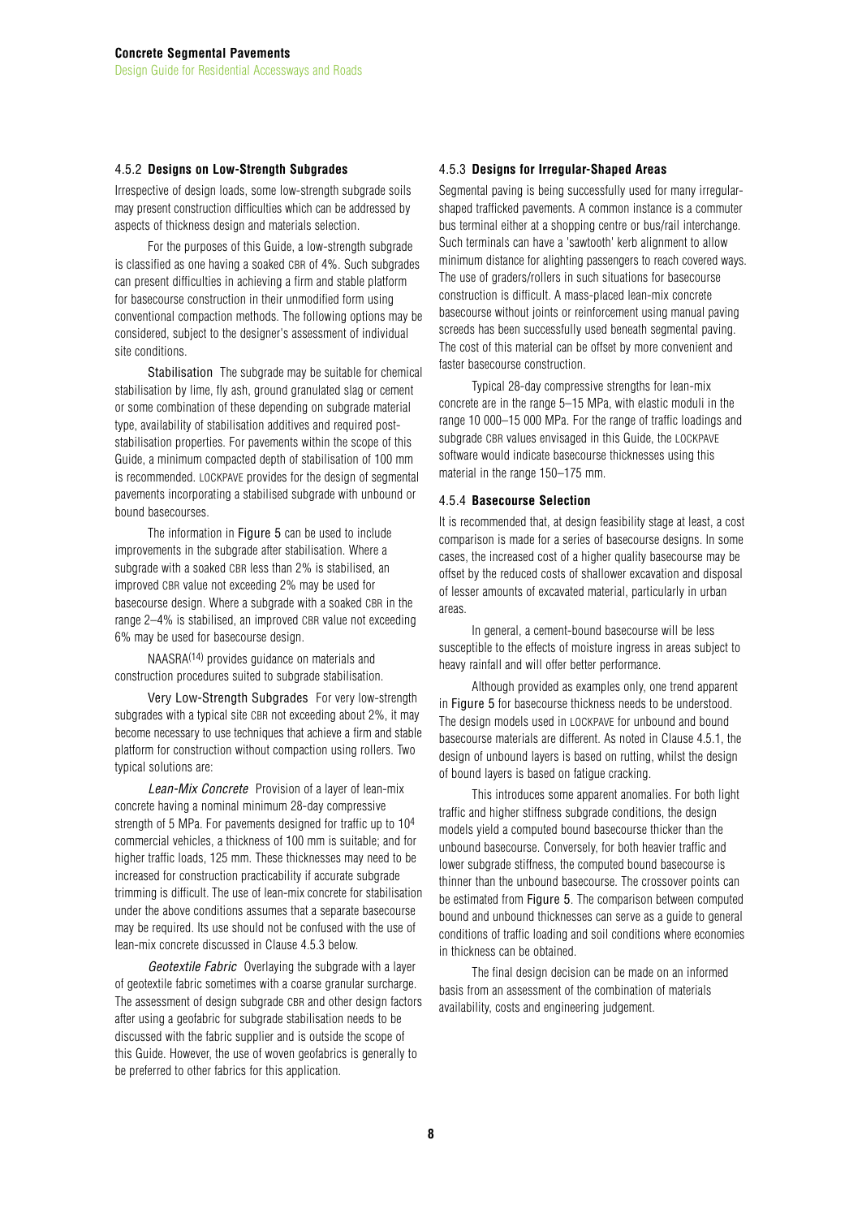### 4.5.2 **Designs on Low-Strength Subgrades**

Irrespective of design loads, some low-strength subgrade soils may present construction difficulties which can be addressed by aspects of thickness design and materials selection.

For the purposes of this Guide, a low-strength subgrade is classified as one having a soaked CBR of 4%. Such subgrades can present difficulties in achieving a firm and stable platform for basecourse construction in their unmodified form using conventional compaction methods. The following options may be considered, subject to the designer's assessment of individual site conditions.

Stabilisation The subgrade may be suitable for chemical stabilisation by lime, fly ash, ground granulated slag or cement or some combination of these depending on subgrade material type, availability of stabilisation additives and required post-stabilisation properties. For pavements within the scope of this Guide, a minimum compacted depth of stabilisation of 100 mm is recommended. LOCKPAVE provides for the design of segmental pavements incorporating a stabilised subgrade with unbound or bound basecourses.

The information in Figure 5 can be used to include improvements in the subgrade after stabilisation. Where a subgrade with a soaked CBR less than 2% is stabilised, an improved CBR value not exceeding 2% may be used for basecourse design. Where a subgrade with a soaked CBR in the range 2–4% is stabilised, an improved CBR value not exceeding 6% may be used for basecourse design.

NAASRA[14] provides guidance on materials and construction procedures suited to subgrade stabilisation.

Very Low-Strength Subgrades For very low-strength subgrades with a typical site CBR not exceeding about 2%, it may become necessary to use techniques that achieve a firm and stable platform for construction without compaction using rollers. Two typical solutions are:

*Lean-Mix Concrete* Provision of a layer of lean-mix concrete having a nominal minimum 28-day compressive strength of 5 MPa. For pavements designed for traffic up to $10^4$ commercial vehicles, a thickness of 100 mm is suitable; and for higher traffic loads, 125 mm. These thicknesses may need to be increased for construction practicability if accurate subgrade trimming is difficult. The use of lean-mix concrete for stabilisation under the above conditions assumes that a separate basecourse may be required. Its use should not be confused with the use of lean-mix concrete discussed in Clause 4.5.3 below.

*Geotextile Fabric* Overlaying the subgrade with a layer of geotextile fabric sometimes with a coarse granular surcharge. The assessment of design subgrade CBR and other design factors after using a geofabric for subgrade stabilisation needs to be discussed with the fabric supplier and is outside the scope of this Guide. However, the use of woven geofabrics is generally to be preferred to other fabrics for this application.

### 4.5.3 **Designs for Irregular-Shaped Areas**

Segmental paving is being successfully used for many irregular-shaped trafficked pavements. A common instance is a commuter bus terminal either at a shopping centre or bus/rail interchange. Such terminals can have a 'sawtooth' kerb alignment to allow minimum distance for alighting passengers to reach covered ways. The use of graders/rollers in such situations for basecourse construction is difficult. A mass-placed lean-mix concrete basecourse without joints or reinforcement using manual paving screeds has been successfully used beneath segmental paving. The cost of this material can be offset by more convenient and faster basecourse construction.

Typical 28-day compressive strengths for lean-mix concrete are in the range 5–15 MPa, with elastic moduli in the range 10 000–15 000 MPa. For the range of traffic loadings and subgrade CBR values envisaged in this Guide, the LOCKPAVE software would indicate basecourse thicknesses using this material in the range 150–175 mm.

### 4.5.4 **Basecourse Selection**

It is recommended that, at design feasibility stage at least, a cost comparison is made for a series of basecourse designs. In some cases, the increased cost of a higher quality basecourse may be offset by the reduced costs of shallower excavation and disposal of lesser amounts of excavated material, particularly in urban areas.

In general, a cement-bound basecourse will be less susceptible to the effects of moisture ingress in areas subject to heavy rainfall and will offer better performance.

Although provided as examples only, one trend apparent in Figure 5 for basecourse thickness needs to be understood. The design models used in LOCKPAVE for unbound and bound basecourse materials are different. As noted in Clause 4.5.1, the design of unbound layers is based on rutting, whilst the design of bound layers is based on fatigue cracking.

This introduces some apparent anomalies. For both light traffic and higher stiffness subgrade conditions, the design models yield a computed bound basecourse thicker than the unbound basecourse. Conversely, for both heavier traffic and lower subgrade stiffness, the computed bound basecourse is thinner than the unbound basecourse. The crossover points can be estimated from Figure 5. The comparison between computed bound and unbound thicknesses can serve as a guide to general conditions of traffic loading and soil conditions where economies in thickness can be obtained.

The final design decision can be made on an informed basis from an assessment of the combination of materials availability, costs and engineering judgement.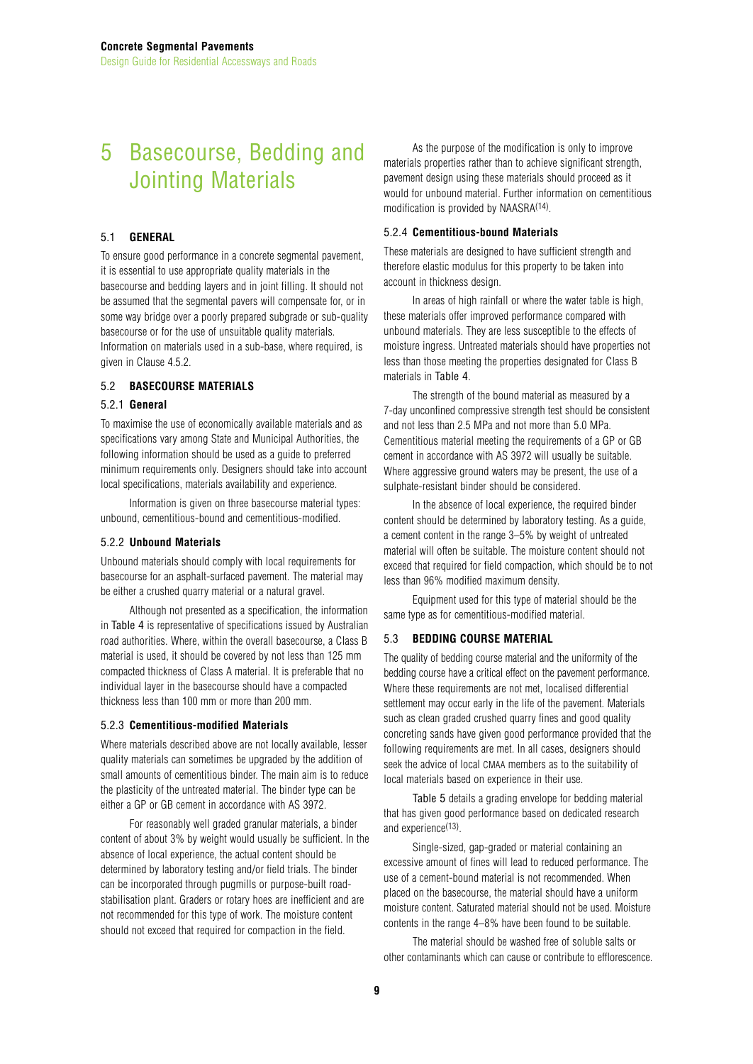# 5 Basecourse, Bedding and Jointing Materials

## 5.1 GENERAL

To ensure good performance in a concrete segmental pavement, it is essential to use appropriate quality materials in the basecourse and bedding layers and in joint filling. It should not be assumed that the segmental pavers will compensate for, or in some way bridge over a poorly prepared subgrade or sub-quality basecourse or for the use of unsuitable quality materials. Information on materials used in a sub-base, where required, is given in Clause 4.5.2.

## 5.2 BASECOURSE MATERIALS

### 5.2.1 General

To maximise the use of economically available materials and as specifications vary among State and Municipal Authorities, the following information should be used as a guide to preferred minimum requirements only. Designers should take into account local specifications, materials availability and experience.

Information is given on three basecourse material types: unbound, cementitious-bound and cementitious-modified.

### 5.2.2 Unbound Materials

Unbound materials should comply with local requirements for basecourse for an asphalt-surfaced pavement. The material may be either a crushed quarry material or a natural gravel.

Although not presented as a specification, the information in Table 4 is representative of specifications issued by Australian road authorities. Where, within the overall basecourse, a Class B material is used, it should be covered by not less than 125 mm compacted thickness of Class A material. It is preferable that no individual layer in the basecourse should have a compacted thickness less than 100 mm or more than 200 mm.

### 5.2.3 Cementitious-modified Materials

Where materials described above are not locally available, lesser quality materials can sometimes be upgraded by the addition of small amounts of cementitious binder. The main aim is to reduce the plasticity of the untreated material. The binder type can be either a GP or GB cement in accordance with AS 3972.

For reasonably well graded granular materials, a binder content of about 3% by weight would usually be sufficient. In the absence of local experience, the actual content should be determined by laboratory testing and/or field trials. The binder can be incorporated through pugmills or purpose-built road-stabilisation plant. Graders or rotary hoes are inefficient and are not recommended for this type of work. The moisture content should not exceed that required for compaction in the field.

As the purpose of the modification is only to improve materials properties rather than to achieve significant strength, pavement design using these materials should proceed as it would for unbound material. Further information on cementitious modification is provided by NAASRA[14].

### 5.2.4 Cementitious-bound Materials

These materials are designed to have sufficient strength and therefore elastic modulus for this property to be taken into account in thickness design.

In areas of high rainfall or where the water table is high, these materials offer improved performance compared with unbound materials. They are less susceptible to the effects of moisture ingress. Untreated materials should have properties not less than those designated for Class B materials in Table 4.

The strength of the bound material as measured by a 7-day unconfined compressive strength test should be consistent and not less than 2.5 MPa and not more than 5.0 MPa. Cementitious material meeting the requirements of a GP or GB cement in accordance with AS 3972 will usually be suitable. Where aggressive ground waters may be present, the use of a sulphate-resistant binder should be considered.

In the absence of local experience, the required binder content should be determined by laboratory testing. As a guide, a cement content in the range 3–5% by weight of untreated material will often be suitable. The moisture content should not exceed that required for field compaction, which should be to not less than 96% modified maximum density.

Equipment used for this type of material should be the same type as for cementitious-modified material.

## 5.3 BEDDING COURSE MATERIAL

The quality of bedding course material and the uniformity of the bedding course have a critical effect on the pavement performance. Where these requirements are not met, localised differential settlement may occur early in the life of the pavement. Materials such as clean graded crushed quarry fines and good quality concreting sands have given good performance provided that the following requirements are met. In all cases, designers should seek the advice of local CMAA members as to the suitability of local materials based on experience in their use.

Table 5 details a grading envelope for bedding material that has given good performance based on dedicated research and experience[13].

Single-sized, gap-graded or material containing an excessive amount of fines will lead to reduced performance. The use of a cement-bound material is not recommended. When placed on the basecourse, the material should have a uniform moisture content. Saturated material should not be used. Moisture contents in the range 4–8% have been found to be suitable.

The material should be washed free of soluble salts or other contaminants which can cause or contribute to efflorescence.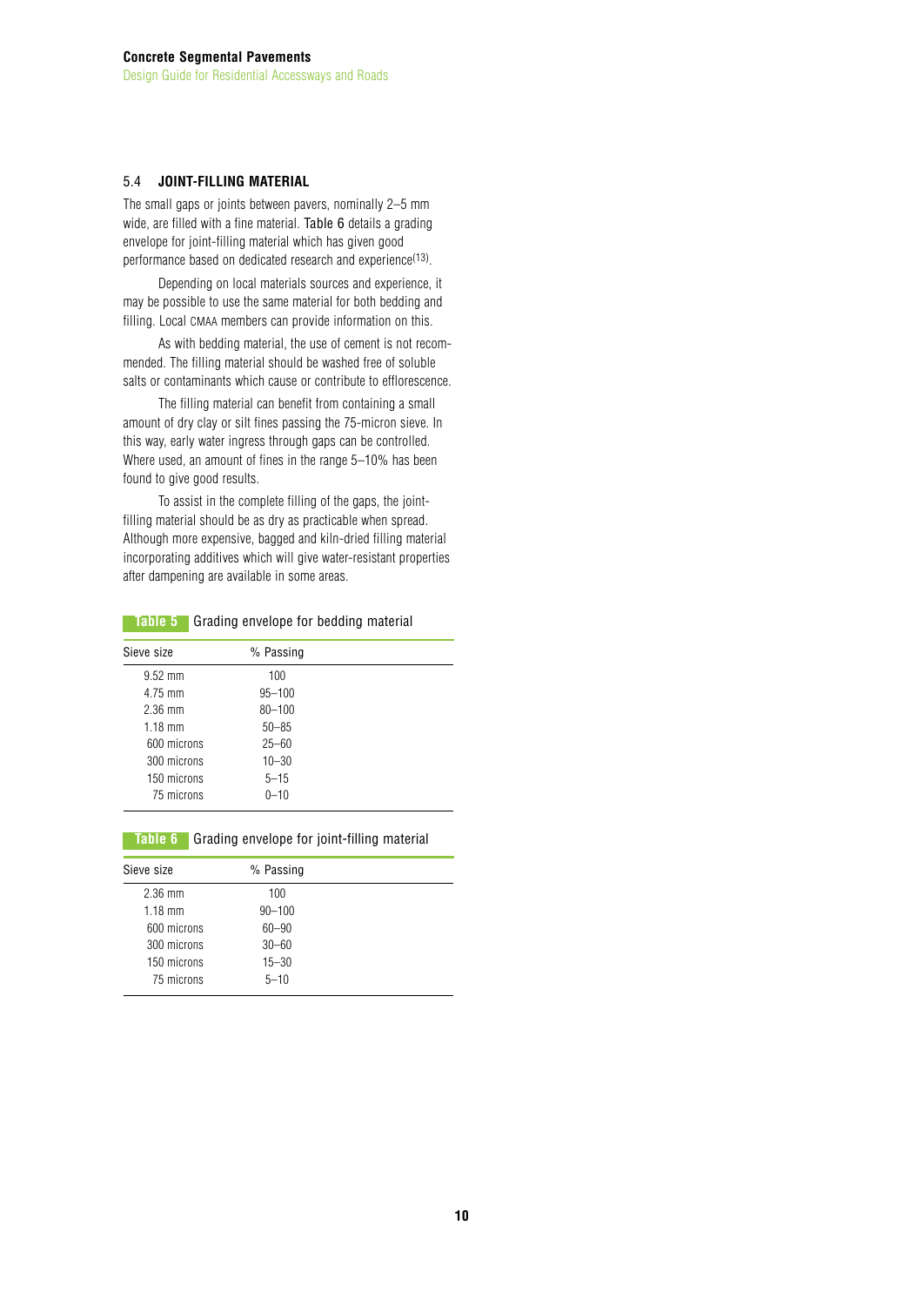### 5.4 JOINT-FILLING MATERIAL

The small gaps or joints between pavers, nominally 2–5 mm wide, are filled with a fine material. Table 6 details a grading envelope for joint-filling material which has given good performance based on dedicated research and experience[13].

Depending on local materials sources and experience, it may be possible to use the same material for both bedding and filling. Local CMAA members can provide information on this.

As with bedding material, the use of cement is not recommended. The filling material should be washed free of soluble salts or contaminants which cause or contribute to efflorescence.

The filling material can benefit from containing a small amount of dry clay or silt fines passing the 75-micron sieve. In this way, early water ingress through gaps can be controlled. Where used, an amount of fines in the range 5–10% has been found to give good results.

To assist in the complete filling of the gaps, the joint-filling material should be as dry as practicable when spread. Although more expensive, bagged and kiln-dried filling material incorporating additives which will give water-resistant properties after dampening are available in some areas.

**Table 5** Grading envelope for bedding material

| Sieve size | % Passing |
|---|---|
| 9.52 mm | 100 |
| 4.75 mm | 95–100 |
| 2.36 mm | 80–100 |
| 1.18 mm | 50–85 |
| 600 microns | 25–60 |
| 300 microns | 10–30 |
| 150 microns | 5–15 |
| 75 microns | 0–10 |

**Table 6** Grading envelope for joint-filling material

| Sieve size | % Passing |
|---|---|
| 2.36 mm | 100 |
| 1.18 mm | 90–100 |
| 600 microns | 60–90 |
| 300 microns | 30–60 |
| 150 microns | 15–30 |
| 75 microns | 5–10 |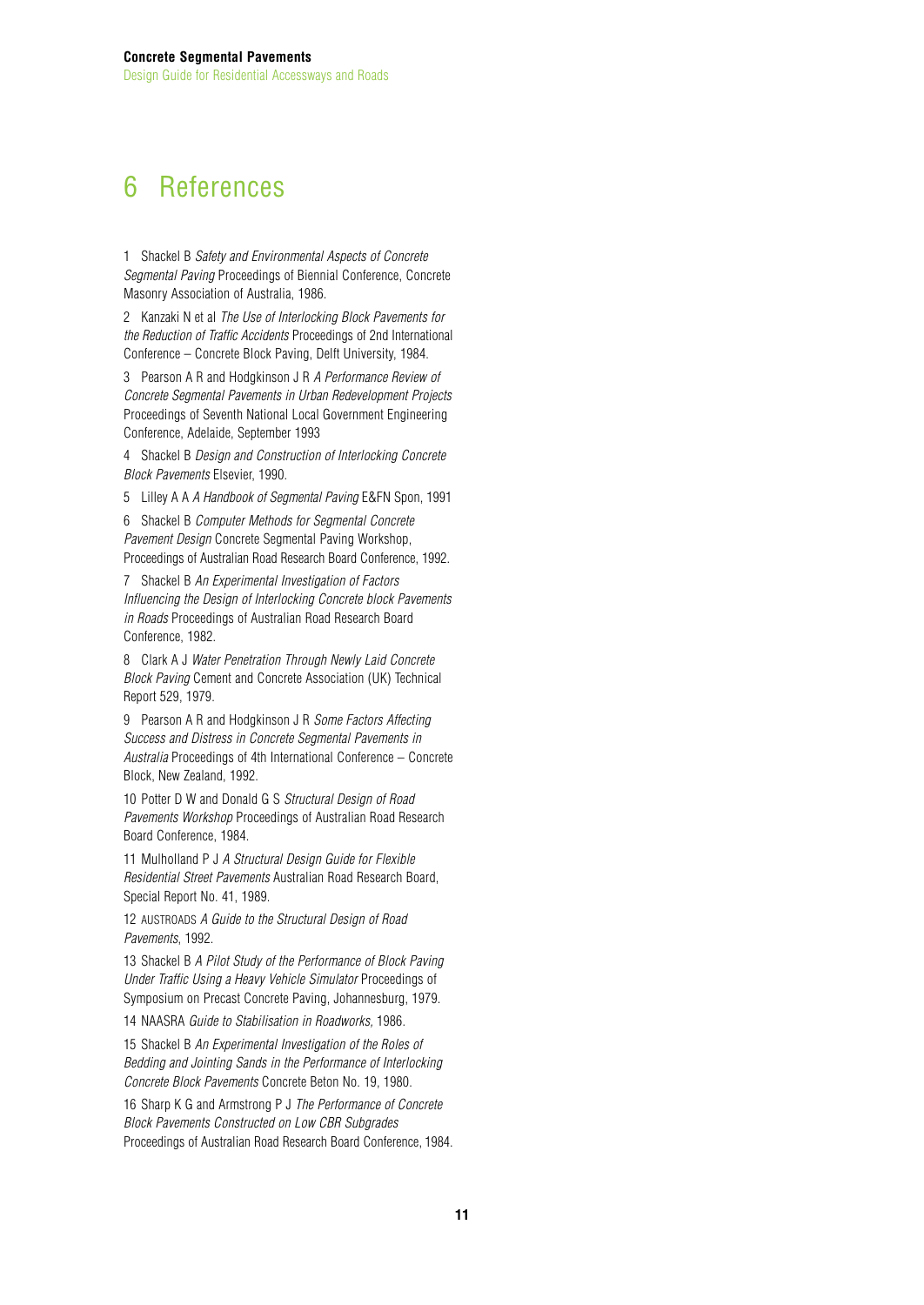# 6 References

1 Shackel B *Safety and Environmental Aspects of Concrete Segmental Paving* Proceedings of Biennial Conference, Concrete Masonry Association of Australia, 1986.

2 Kanzaki N et al *The Use of Interlocking Block Pavements for the Reduction of Traffic Accidents* Proceedings of 2nd International Conference – Concrete Block Paving, Delft University, 1984.

3 Pearson A R and Hodgkinson J R *A Performance Review of Concrete Segmental Pavements in Urban Redevelopment Projects* Proceedings of Seventh National Local Government Engineering Conference, Adelaide, September 1993

4 Shackel B *Design and Construction of Interlocking Concrete Block Pavements* Elsevier, 1990.

5 Lilley A A *A Handbook of Segmental Paving* E&FN Spon, 1991

6 Shackel B *Computer Methods for Segmental Concrete Pavement Design* Concrete Segmental Paving Workshop, Proceedings of Australian Road Research Board Conference, 1992.

7 Shackel B *An Experimental Investigation of Factors Influencing the Design of Interlocking Concrete block Pavements in Roads* Proceedings of Australian Road Research Board Conference, 1982.

8 Clark A J *Water Penetration Through Newly Laid Concrete Block Paving* Cement and Concrete Association (UK) Technical Report 529, 1979.

9 Pearson A R and Hodgkinson J R *Some Factors Affecting Success and Distress in Concrete Segmental Pavements in Australia* Proceedings of 4th International Conference – Concrete Block, New Zealand, 1992.

10 Potter D W and Donald G S *Structural Design of Road Pavements Workshop* Proceedings of Australian Road Research Board Conference, 1984.

11 Mulholland P J *A Structural Design Guide for Flexible Residential Street Pavements* Australian Road Research Board, Special Report No. 41, 1989.

12 AUSTROADS *A Guide to the Structural Design of Road Pavements*, 1992.

13 Shackel B *A Pilot Study of the Performance of Block Paving Under Traffic Using a Heavy Vehicle Simulator* Proceedings of Symposium on Precast Concrete Paving, Johannesburg, 1979.

14 NAASRA *Guide to Stabilisation in Roadworks,* 1986.

15 Shackel B *An Experimental Investigation of the Roles of Bedding and Jointing Sands in the Performance of Interlocking Concrete Block Pavements* Concrete Beton No. 19, 1980.

16 Sharp K G and Armstrong P J *The Performance of Concrete Block Pavements Constructed on Low CBR Subgrades* Proceedings of Australian Road Research Board Conference, 1984.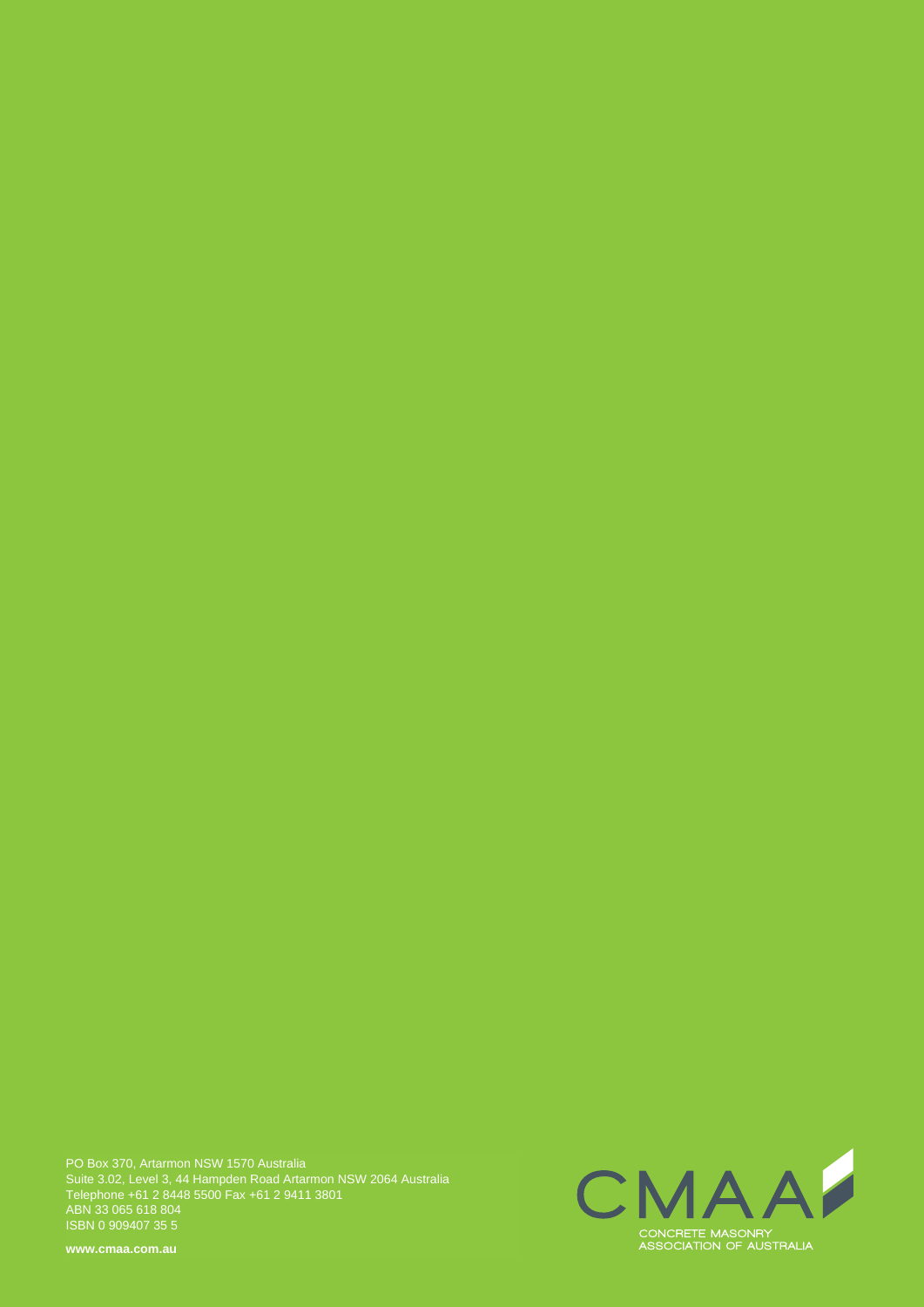PO Box 370, Artarmon NSW 1570 Australia
Suite 3.02, Level 3, 44 Hampden Road Artarmon NSW 2064 Australia
Telephone +61 2 8448 5500 Fax +61 2 9411 3801
ABN 33 065 618 804
ISBN 0 909407 35 5

**www.cmaa.com.au**

CMAA

CONCRETE MASONRY
ASSOCIATION OF AUSTRALIA